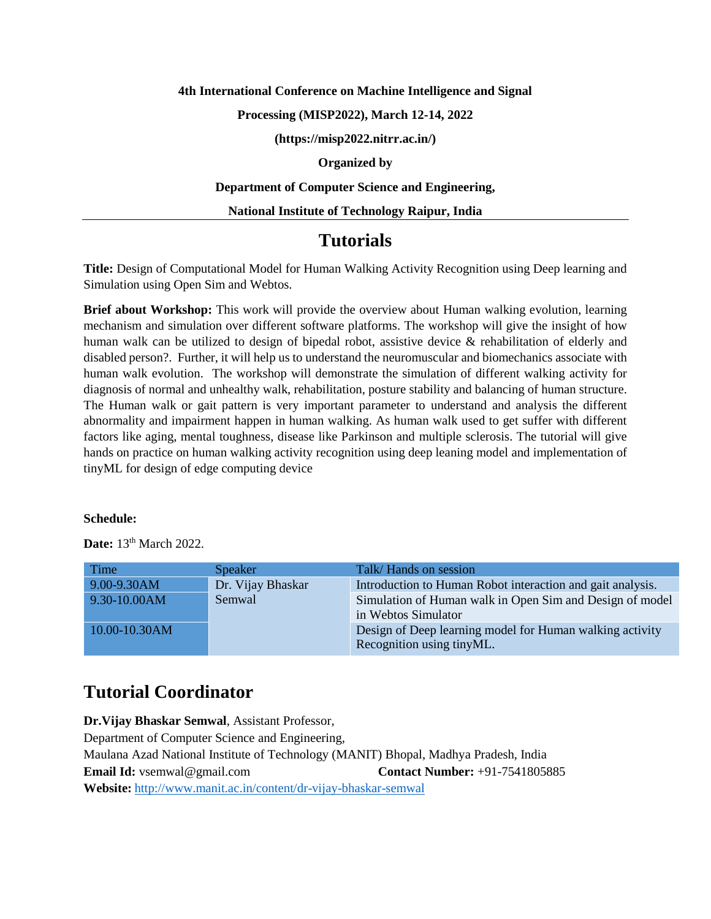**4th International Conference on Machine Intelligence and Signal Processing (MISP2022), March 12-14, 2022**

**(https://misp2022.nitrr.ac.in/)**

**Organized by**

**Department of Computer Science and Engineering,**

**National Institute of Technology Raipur, India**

---

# Tutorials

**Title:** Design of Computational Model for Human Walking Activity Recognition using Deep learning and Simulation using Open Sim and Webtos.

**Brief about Workshop:** This work will provide the overview about Human walking evolution, learning mechanism and simulation over different software platforms. The workshop will give the insight of how human walk can be utilized to design of bipedal robot, assistive device & rehabilitation of elderly and disabled person?. Further, it will help us to understand the neuromuscular and biomechanics associate with human walk evolution. The workshop will demonstrate the simulation of different walking activity for diagnosis of normal and unhealthy walk, rehabilitation, posture stability and balancing of human structure. The Human walk or gait pattern is very important parameter to understand and analysis the different abnormality and impairment happen in human walking. As human walk used to get suffer with different factors like aging, mental toughness, disease like Parkinson and multiple sclerosis. The tutorial will give hands on practice on human walking activity recognition using deep leaning model and implementation of tinyML for design of edge computing device

**Schedule:**

**Date:** 13th March 2022.

| Time | Speaker | Talk/ Hands on session |
|---|---|---|
| 9.00-9.30AM | Dr. Vijay Bhaskar Semwal | Introduction to Human Robot interaction and gait analysis. |
| 9.30-10.00AM | | Simulation of Human walk in Open Sim and Design of model in Webtos Simulator |
| 10.00-10.30AM | | Design of Deep learning model for Human walking activity Recognition using tinyML. |

## Tutorial Coordinator

**Dr.Vijay Bhaskar Semwal**, Assistant Professor,
Department of Computer Science and Engineering,
Maulana Azad National Institute of Technology (MANIT) Bhopal, Madhya Pradesh, India
**Email Id:** vsemwal@gmail.com **Contact Number:** +91-7541805885
**Website:** http://www.manit.ac.in/content/dr-vijay-bhaskar-semwal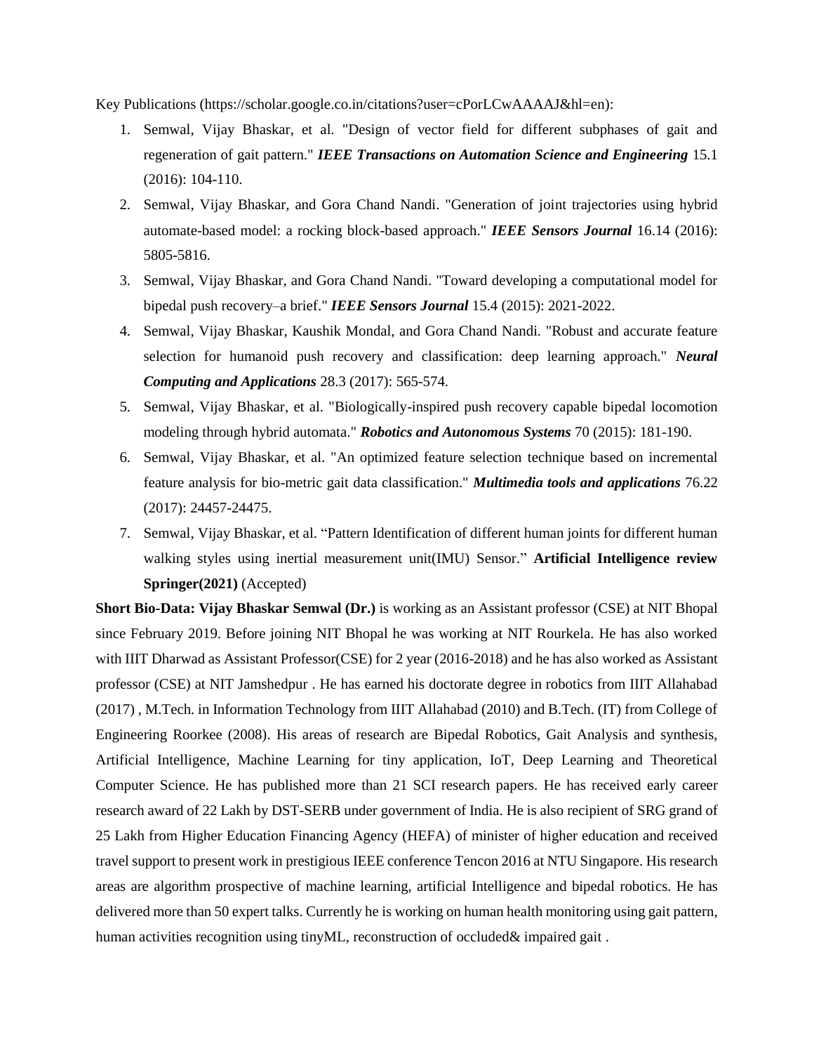Key Publications (https://scholar.google.co.in/citations?user=cPorLCwAAAAJ&hl=en):

1. Semwal, Vijay Bhaskar, et al. "Design of vector field for different subphases of gait and regeneration of gait pattern." ***IEEE Transactions on Automation Science and Engineering*** 15.1 (2016): 104-110.
2. Semwal, Vijay Bhaskar, and Gora Chand Nandi. "Generation of joint trajectories using hybrid automate-based model: a rocking block-based approach." ***IEEE Sensors Journal*** 16.14 (2016): 5805-5816.
3. Semwal, Vijay Bhaskar, and Gora Chand Nandi. "Toward developing a computational model for bipedal push recovery–a brief." ***IEEE Sensors Journal*** 15.4 (2015): 2021-2022.
4. Semwal, Vijay Bhaskar, Kaushik Mondal, and Gora Chand Nandi. "Robust and accurate feature selection for humanoid push recovery and classification: deep learning approach." ***Neural Computing and Applications*** 28.3 (2017): 565-574.
5. Semwal, Vijay Bhaskar, et al. "Biologically-inspired push recovery capable bipedal locomotion modeling through hybrid automata." ***Robotics and Autonomous Systems*** 70 (2015): 181-190.
6. Semwal, Vijay Bhaskar, et al. "An optimized feature selection technique based on incremental feature analysis for bio-metric gait data classification." ***Multimedia tools and applications*** 76.22 (2017): 24457-24475.
7. Semwal, Vijay Bhaskar, et al. "Pattern Identification of different human joints for different human walking styles using inertial measurement unit(IMU) Sensor." **Artificial Intelligence review Springer(2021)** (Accepted)

**Short Bio-Data: Vijay Bhaskar Semwal (Dr.)** is working as an Assistant professor (CSE) at NIT Bhopal since February 2019. Before joining NIT Bhopal he was working at NIT Rourkela. He has also worked with IIIT Dharwad as Assistant Professor(CSE) for 2 year (2016-2018) and he has also worked as Assistant professor (CSE) at NIT Jamshedpur . He has earned his doctorate degree in robotics from IIIT Allahabad (2017) , M.Tech. in Information Technology from IIIT Allahabad (2010) and B.Tech. (IT) from College of Engineering Roorkee (2008). His areas of research are Bipedal Robotics, Gait Analysis and synthesis, Artificial Intelligence, Machine Learning for tiny application, IoT, Deep Learning and Theoretical Computer Science. He has published more than 21 SCI research papers. He has received early career research award of 22 Lakh by DST-SERB under government of India. He is also recipient of SRG grand of 25 Lakh from Higher Education Financing Agency (HEFA) of minister of higher education and received travel support to present work in prestigious IEEE conference Tencon 2016 at NTU Singapore. His research areas are algorithm prospective of machine learning, artificial Intelligence and bipedal robotics. He has delivered more than 50 expert talks. Currently he is working on human health monitoring using gait pattern, human activities recognition using tinyML, reconstruction of occluded& impaired gait .